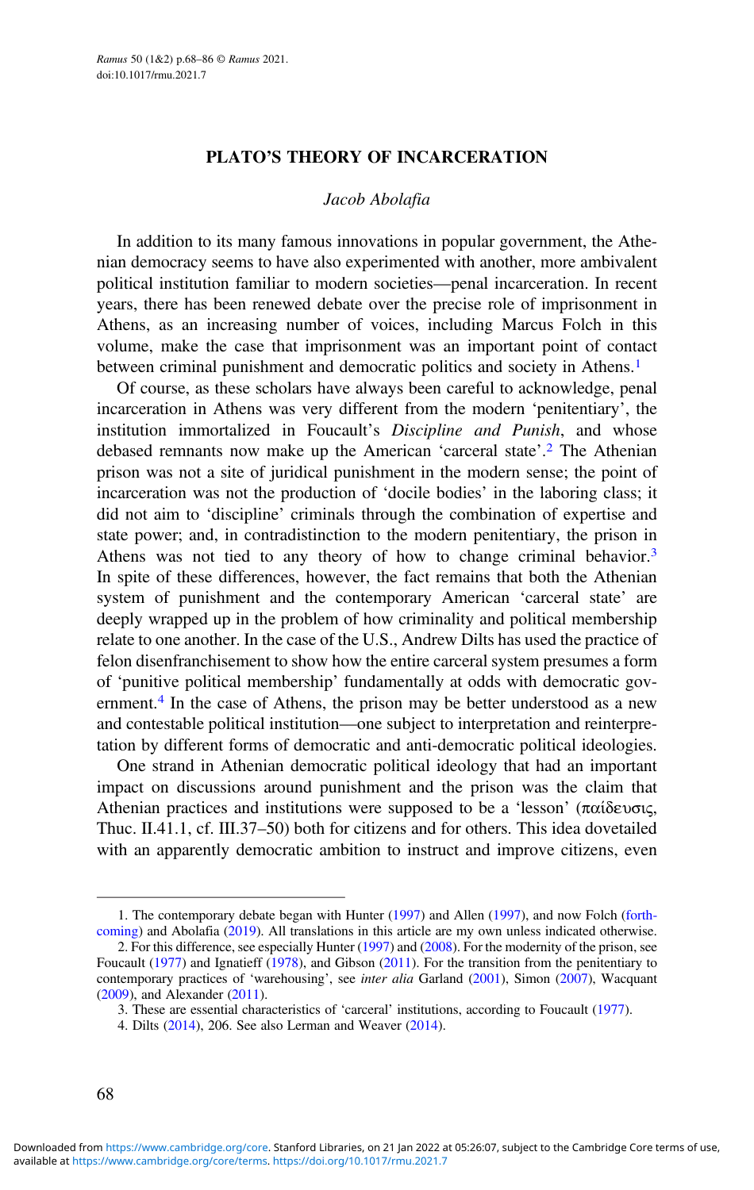# PLATO'S THEORY OF INCARCERATION

*Jacob Abolafia*

In addition to its many famous innovations in popular government, the Athenian democracy seems to have also experimented with another, more ambivalent political institution familiar to modern societies—penal incarceration. In recent years, there has been renewed debate over the precise role of imprisonment in Athens, as an increasing number of voices, including Marcus Folch in this volume, make the case that imprisonment was an important point of contact between criminal punishment and democratic politics and society in Athens.[1]

Of course, as these scholars have always been careful to acknowledge, penal incarceration in Athens was very different from the modern 'penitentiary', the institution immortalized in Foucault's *Discipline and Punish*, and whose debased remnants now make up the American 'carceral state'.[2] The Athenian prison was not a site of juridical punishment in the modern sense; the point of incarceration was not the production of 'docile bodies' in the laboring class; it did not aim to 'discipline' criminals through the combination of expertise and state power; and, in contradistinction to the modern penitentiary, the prison in Athens was not tied to any theory of how to change criminal behavior.[3] In spite of these differences, however, the fact remains that both the Athenian system of punishment and the contemporary American 'carceral state' are deeply wrapped up in the problem of how criminality and political membership relate to one another. In the case of the U.S., Andrew Dilts has used the practice of felon disenfranchisement to show how the entire carceral system presumes a form of 'punitive political membership' fundamentally at odds with democratic government.[4] In the case of Athens, the prison may be better understood as a new and contestable political institution—one subject to interpretation and reinterpretation by different forms of democratic and anti-democratic political ideologies.

One strand in Athenian democratic political ideology that had an important impact on discussions around punishment and the prison was the claim that Athenian practices and institutions were supposed to be a 'lesson' (παίδευσις, Thuc. II.41.1, cf. III.37–50) both for citizens and for others. This idea dovetailed with an apparently democratic ambition to instruct and improve citizens, even

1. The contemporary debate began with Hunter (1997) and Allen (1997), and now Folch (forthcoming) and Abolafia (2019). All translations in this article are my own unless indicated otherwise.

2. For this difference, see especially Hunter (1997) and (2008). For the modernity of the prison, see Foucault (1977) and Ignatieff (1978), and Gibson (2011). For the transition from the penitentiary to contemporary practices of 'warehousing', see *inter alia* Garland (2001), Simon (2007), Wacquant (2009), and Alexander (2011).

3. These are essential characteristics of 'carceral' institutions, according to Foucault (1977).

4. Dilts (2014), 206. See also Lerman and Weaver (2014).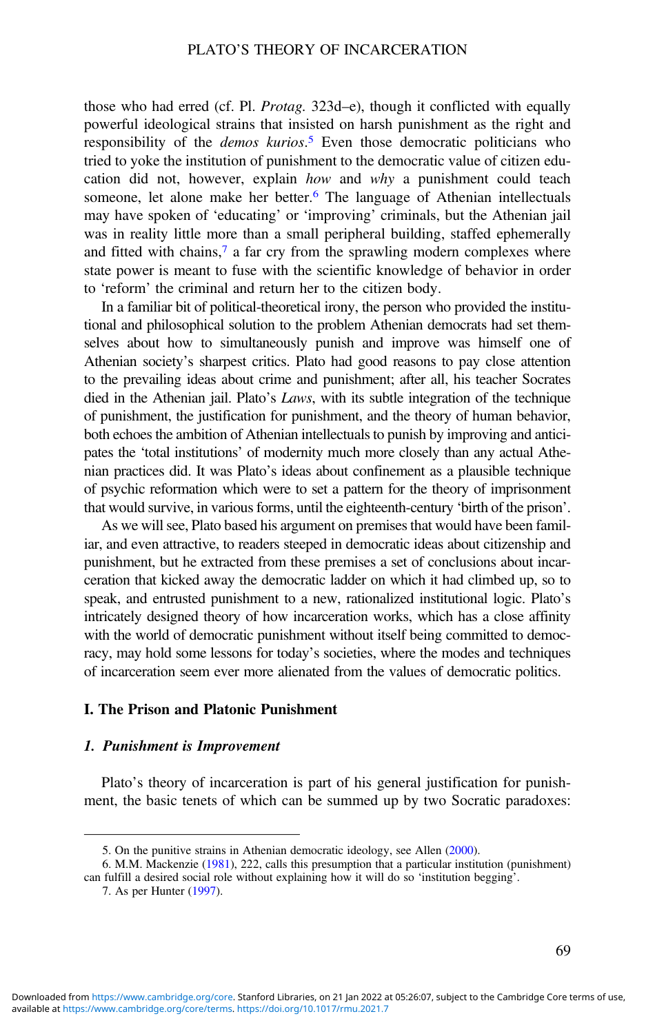those who had erred (cf. Pl. *Protag.* 323d–e), though it conflicted with equally powerful ideological strains that insisted on harsh punishment as the right and responsibility of the *demos kurios*.[5] Even those democratic politicians who tried to yoke the institution of punishment to the democratic value of citizen education did not, however, explain *how* and *why* a punishment could teach someone, let alone make her better.[6] The language of Athenian intellectuals may have spoken of 'educating' or 'improving' criminals, but the Athenian jail was in reality little more than a small peripheral building, staffed ephemerally and fitted with chains,[7] a far cry from the sprawling modern complexes where state power is meant to fuse with the scientific knowledge of behavior in order to 'reform' the criminal and return her to the citizen body.

In a familiar bit of political-theoretical irony, the person who provided the institutional and philosophical solution to the problem Athenian democrats had set themselves about how to simultaneously punish and improve was himself one of Athenian society's sharpest critics. Plato had good reasons to pay close attention to the prevailing ideas about crime and punishment; after all, his teacher Socrates died in the Athenian jail. Plato's *Laws*, with its subtle integration of the technique of punishment, the justification for punishment, and the theory of human behavior, both echoes the ambition of Athenian intellectuals to punish by improving and anticipates the 'total institutions' of modernity much more closely than any actual Athenian practices did. It was Plato's ideas about confinement as a plausible technique of psychic reformation which were to set a pattern for the theory of imprisonment that would survive, in various forms, until the eighteenth-century 'birth of the prison'.

As we will see, Plato based his argument on premises that would have been familiar, and even attractive, to readers steeped in democratic ideas about citizenship and punishment, but he extracted from these premises a set of conclusions about incarceration that kicked away the democratic ladder on which it had climbed up, so to speak, and entrusted punishment to a new, rationalized institutional logic. Plato's intricately designed theory of how incarceration works, which has a close affinity with the world of democratic punishment without itself being committed to democracy, may hold some lessons for today's societies, where the modes and techniques of incarceration seem ever more alienated from the values of democratic politics.

## I. The Prison and Platonic Punishment

### *1. Punishment is Improvement*

Plato's theory of incarceration is part of his general justification for punishment, the basic tenets of which can be summed up by two Socratic paradoxes:

---

5. On the punitive strains in Athenian democratic ideology, see Allen (2000).

6. M.M. Mackenzie (1981), 222, calls this presumption that a particular institution (punishment) can fulfill a desired social role without explaining how it will do so 'institution begging'.

7. As per Hunter (1997).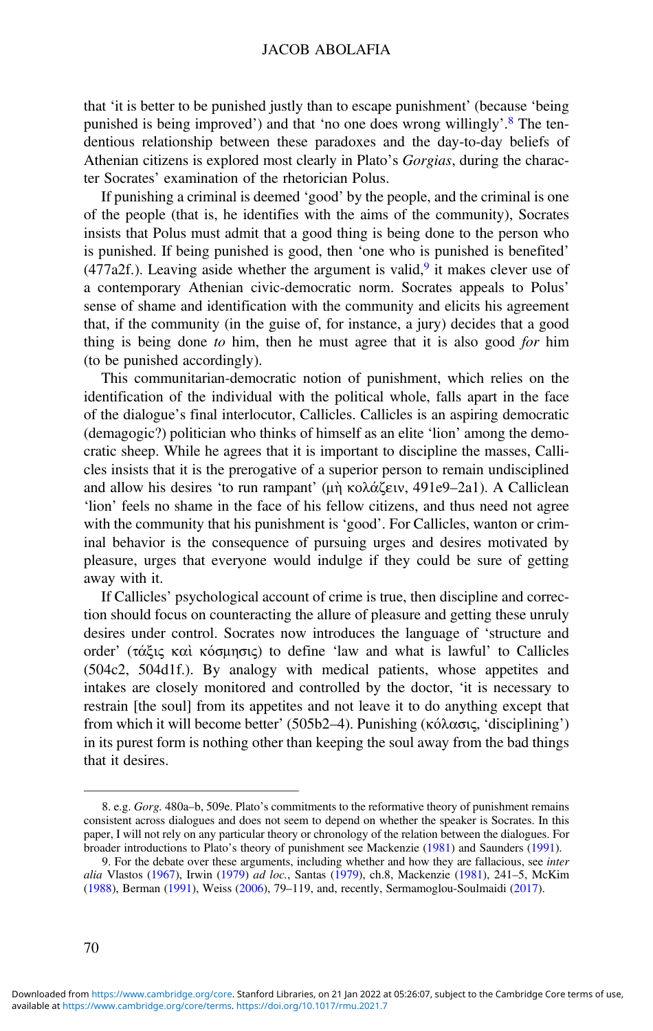that 'it is better to be punished justly than to escape punishment' (because 'being punished is being improved') and that 'no one does wrong willingly'.[8] The tendentious relationship between these paradoxes and the day-to-day beliefs of Athenian citizens is explored most clearly in Plato's *Gorgias*, during the character Socrates' examination of the rhetorician Polus.

If punishing a criminal is deemed 'good' by the people, and the criminal is one of the people (that is, he identifies with the aims of the community), Socrates insists that Polus must admit that a good thing is being done to the person who is punished. If being punished is good, then 'one who is punished is benefited' (477a2f.). Leaving aside whether the argument is valid,[9] it makes clever use of a contemporary Athenian civic-democratic norm. Socrates appeals to Polus' sense of shame and identification with the community and elicits his agreement that, if the community (in the guise of, for instance, a jury) decides that a good thing is being done *to* him, then he must agree that it is also good *for* him (to be punished accordingly).

This communitarian-democratic notion of punishment, which relies on the identification of the individual with the political whole, falls apart in the face of the dialogue's final interlocutor, Callicles. Callicles is an aspiring democratic (demagogic?) politician who thinks of himself as an elite 'lion' among the democratic sheep. While he agrees that it is important to discipline the masses, Callicles insists that it is the prerogative of a superior person to remain undisciplined and allow his desires 'to run rampant' (μὴ κολάζειν, 491e9–2a1). A Calliclean 'lion' feels no shame in the face of his fellow citizens, and thus need not agree with the community that his punishment is 'good'. For Callicles, wanton or criminal behavior is the consequence of pursuing urges and desires motivated by pleasure, urges that everyone would indulge if they could be sure of getting away with it.

If Callicles' psychological account of crime is true, then discipline and correction should focus on counteracting the allure of pleasure and getting these unruly desires under control. Socrates now introduces the language of 'structure and order' (τάξις καὶ κόσμησις) to define 'law and what is lawful' to Callicles (504c2, 504d1f.). By analogy with medical patients, whose appetites and intakes are closely monitored and controlled by the doctor, 'it is necessary to restrain [the soul] from its appetites and not leave it to do anything except that from which it will become better' (505b2–4). Punishing (κόλασις, 'disciplining') in its purest form is nothing other than keeping the soul away from the bad things that it desires.

---

8. e.g. *Gorg.* 480a–b, 509e. Plato's commitments to the reformative theory of punishment remains consistent across dialogues and does not seem to depend on whether the speaker is Socrates. In this paper, I will not rely on any particular theory or chronology of the relation between the dialogues. For broader introductions to Plato's theory of punishment see Mackenzie (1981) and Saunders (1991).

9. For the debate over these arguments, including whether and how they are fallacious, see *inter alia* Vlastos (1967), Irwin (1979) *ad loc.*, Santas (1979), ch.8, Mackenzie (1981), 241–5, McKim (1988), Berman (1991), Weiss (2006), 79–119, and, recently, Sermamoglou-Soulmaidi (2017).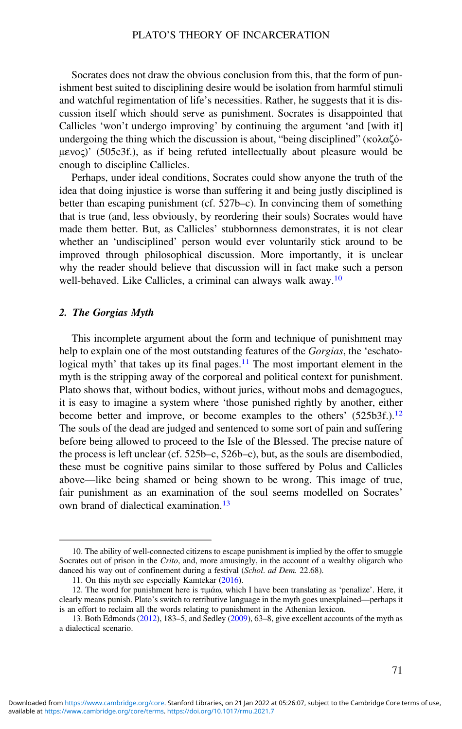Socrates does not draw the obvious conclusion from this, that the form of punishment best suited to disciplining desire would be isolation from harmful stimuli and watchful regimentation of life's necessities. Rather, he suggests that it is discussion itself which should serve as punishment. Socrates is disappointed that Callicles 'won't undergo improving' by continuing the argument 'and [with it] undergoing the thing which the discussion is about, "being disciplined" (κολαζόμενος)' (505c3f.), as if being refuted intellectually about pleasure would be enough to discipline Callicles.

Perhaps, under ideal conditions, Socrates could show anyone the truth of the idea that doing injustice is worse than suffering it and being justly disciplined is better than escaping punishment (cf. 527b–c). In convincing them of something that is true (and, less obviously, by reordering their souls) Socrates would have made them better. But, as Callicles' stubbornness demonstrates, it is not clear whether an 'undisciplined' person would ever voluntarily stick around to be improved through philosophical discussion. More importantly, it is unclear why the reader should believe that discussion will in fact make such a person well-behaved. Like Callicles, a criminal can always walk away.[10]

## 2. *The Gorgias Myth*

This incomplete argument about the form and technique of punishment may help to explain one of the most outstanding features of the *Gorgias*, the 'eschatological myth' that takes up its final pages.[11] The most important element in the myth is the stripping away of the corporeal and political context for punishment. Plato shows that, without bodies, without juries, without mobs and demagogues, it is easy to imagine a system where 'those punished rightly by another, either become better and improve, or become examples to the others' (525b3f.).[12] The souls of the dead are judged and sentenced to some sort of pain and suffering before being allowed to proceed to the Isle of the Blessed. The precise nature of the process is left unclear (cf. 525b–c, 526b–c), but, as the souls are disembodied, these must be cognitive pains similar to those suffered by Polus and Callicles above—like being shamed or being shown to be wrong. This image of true, fair punishment as an examination of the soul seems modelled on Socrates' own brand of dialectical examination.[13]

---

10. The ability of well-connected citizens to escape punishment is implied by the offer to smuggle Socrates out of prison in the *Crito*, and, more amusingly, in the account of a wealthy oligarch who danced his way out of confinement during a festival (*Schol. ad Dem.* 22.68).

11. On this myth see especially Kamtekar (2016).

12. The word for punishment here is τιμάω, which I have been translating as 'penalize'. Here, it clearly means punish. Plato's switch to retributive language in the myth goes unexplained—perhaps it is an effort to reclaim all the words relating to punishment in the Athenian lexicon.

13. Both Edmonds (2012), 183–5, and Sedley (2009), 63–8, give excellent accounts of the myth as a dialectical scenario.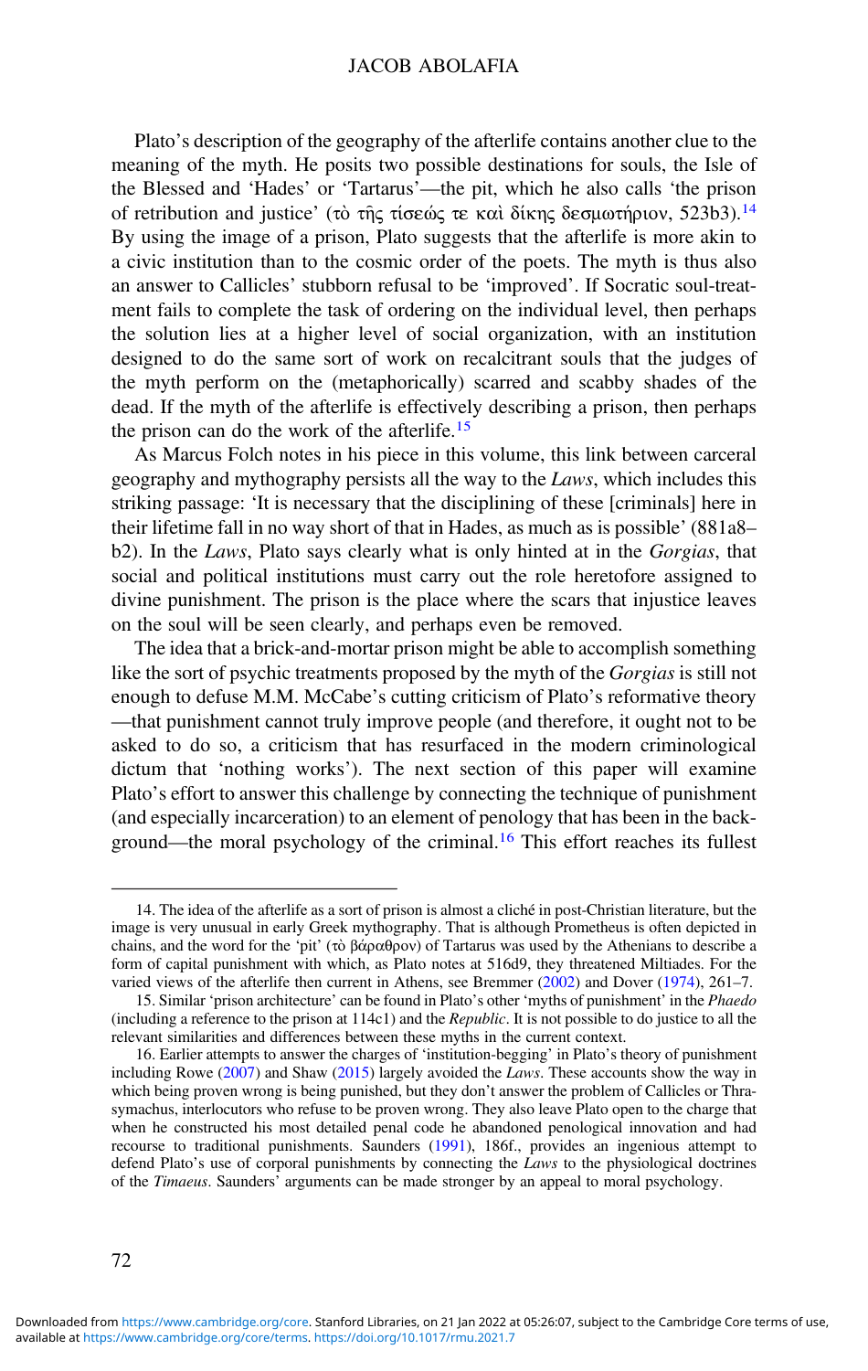Plato's description of the geography of the afterlife contains another clue to the meaning of the myth. He posits two possible destinations for souls, the Isle of the Blessed and 'Hades' or 'Tartarus'—the pit, which he also calls 'the prison of retribution and justice' (τὸ τῆς τίσεώς τε καὶ δίκης δεσμωτήριον, 523b3).[14] By using the image of a prison, Plato suggests that the afterlife is more akin to a civic institution than to the cosmic order of the poets. The myth is thus also an answer to Callicles' stubborn refusal to be 'improved'. If Socratic soul-treatment fails to complete the task of ordering on the individual level, then perhaps the solution lies at a higher level of social organization, with an institution designed to do the same sort of work on recalcitrant souls that the judges of the myth perform on the (metaphorically) scarred and scabby shades of the dead. If the myth of the afterlife is effectively describing a prison, then perhaps the prison can do the work of the afterlife.[15]

As Marcus Folch notes in his piece in this volume, this link between carceral geography and mythography persists all the way to the *Laws*, which includes this striking passage: 'It is necessary that the disciplining of these [criminals] here in their lifetime fall in no way short of that in Hades, as much as is possible' (881a8–b2). In the *Laws*, Plato says clearly what is only hinted at in the *Gorgias*, that social and political institutions must carry out the role heretofore assigned to divine punishment. The prison is the place where the scars that injustice leaves on the soul will be seen clearly, and perhaps even be removed.

The idea that a brick-and-mortar prison might be able to accomplish something like the sort of psychic treatments proposed by the myth of the *Gorgias* is still not enough to defuse M.M. McCabe's cutting criticism of Plato's reformative theory—that punishment cannot truly improve people (and therefore, it ought not to be asked to do so, a criticism that has resurfaced in the modern criminological dictum that 'nothing works'). The next section of this paper will examine Plato's effort to answer this challenge by connecting the technique of punishment (and especially incarceration) to an element of penology that has been in the background—the moral psychology of the criminal.[16] This effort reaches its fullest

---

14. The idea of the afterlife as a sort of prison is almost a cliché in post-Christian literature, but the image is very unusual in early Greek mythography. That is although Prometheus is often depicted in chains, and the word for the 'pit' (τὸ βάραθρον) of Tartarus was used by the Athenians to describe a form of capital punishment with which, as Plato notes at 516d9, they threatened Miltiades. For the varied views of the afterlife then current in Athens, see Bremmer (2002) and Dover (1974), 261–7.

15. Similar 'prison architecture' can be found in Plato's other 'myths of punishment' in the *Phaedo* (including a reference to the prison at 114c1) and the *Republic*. It is not possible to do justice to all the relevant similarities and differences between these myths in the current context.

16. Earlier attempts to answer the charges of 'institution-begging' in Plato's theory of punishment including Rowe (2007) and Shaw (2015) largely avoided the *Laws*. These accounts show the way in which being proven wrong is being punished, but they don't answer the problem of Callicles or Thrasymachus, interlocutors who refuse to be proven wrong. They also leave Plato open to the charge that when he constructed his most detailed penal code he abandoned penological innovation and had recourse to traditional punishments. Saunders (1991), 186f., provides an ingenious attempt to defend Plato's use of corporal punishments by connecting the *Laws* to the physiological doctrines of the *Timaeus*. Saunders' arguments can be made stronger by an appeal to moral psychology.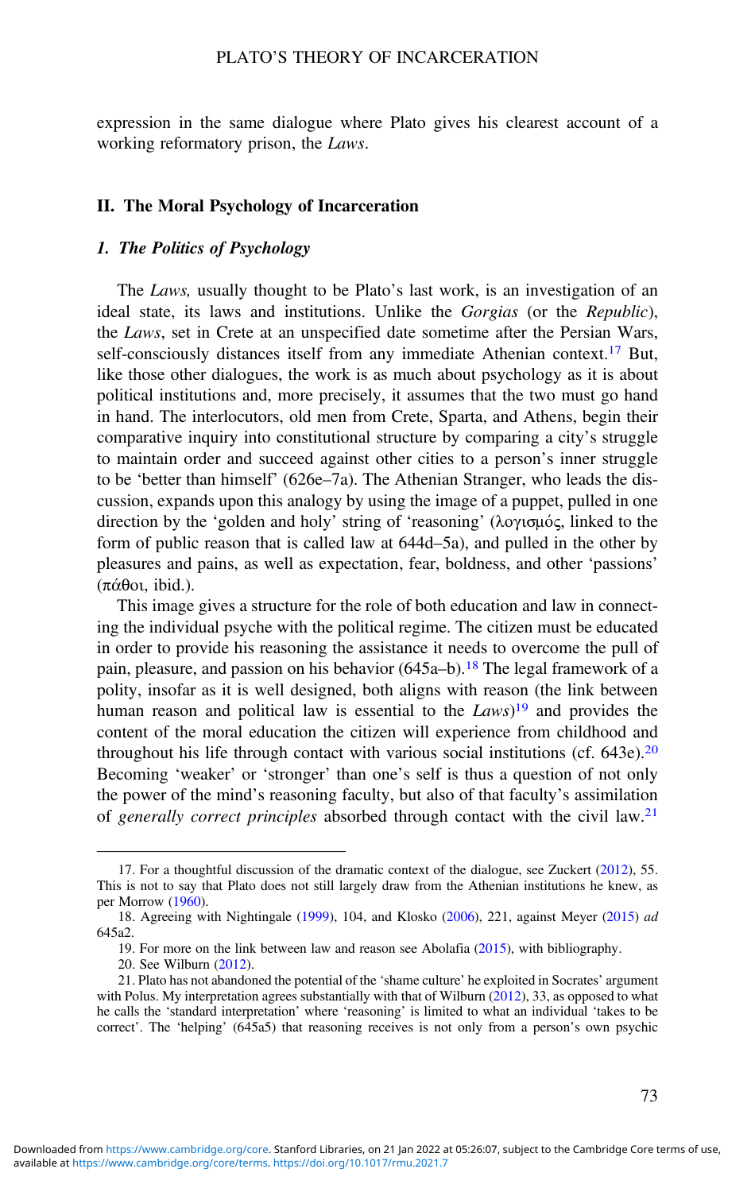expression in the same dialogue where Plato gives his clearest account of a working reformatory prison, the *Laws*.

## II. The Moral Psychology of Incarceration

### 1. The Politics of Psychology

The *Laws,* usually thought to be Plato's last work, is an investigation of an ideal state, its laws and institutions. Unlike the *Gorgias* (or the *Republic*), the *Laws*, set in Crete at an unspecified date sometime after the Persian Wars, self-consciously distances itself from any immediate Athenian context.[17] But, like those other dialogues, the work is as much about psychology as it is about political institutions and, more precisely, it assumes that the two must go hand in hand. The interlocutors, old men from Crete, Sparta, and Athens, begin their comparative inquiry into constitutional structure by comparing a city's struggle to maintain order and succeed against other cities to a person's inner struggle to be 'better than himself' (626e–7a). The Athenian Stranger, who leads the discussion, expands upon this analogy by using the image of a puppet, pulled in one direction by the 'golden and holy' string of 'reasoning' (λογισμός, linked to the form of public reason that is called law at 644d–5a), and pulled in the other by pleasures and pains, as well as expectation, fear, boldness, and other 'passions' (πάθοι, ibid.).

This image gives a structure for the role of both education and law in connecting the individual psyche with the political regime. The citizen must be educated in order to provide his reasoning the assistance it needs to overcome the pull of pain, pleasure, and passion on his behavior (645a–b).[18] The legal framework of a polity, insofar as it is well designed, both aligns with reason (the link between human reason and political law is essential to the *Laws*)[19] and provides the content of the moral education the citizen will experience from childhood and throughout his life through contact with various social institutions (cf. 643e).[20] Becoming 'weaker' or 'stronger' than one's self is thus a question of not only the power of the mind's reasoning faculty, but also of that faculty's assimilation of *generally correct principles* absorbed through contact with the civil law.[21]

---

17. For a thoughtful discussion of the dramatic context of the dialogue, see Zuckert (2012), 55. This is not to say that Plato does not still largely draw from the Athenian institutions he knew, as per Morrow (1960).

18. Agreeing with Nightingale (1999), 104, and Klosko (2006), 221, against Meyer (2015) *ad* 645a2.

19. For more on the link between law and reason see Abolafia (2015), with bibliography.

20. See Wilburn (2012).

21. Plato has not abandoned the potential of the 'shame culture' he exploited in Socrates' argument with Polus. My interpretation agrees substantially with that of Wilburn (2012), 33, as opposed to what he calls the 'standard interpretation' where 'reasoning' is limited to what an individual 'takes to be correct'. The 'helping' (645a5) that reasoning receives is not only from a person's own psychic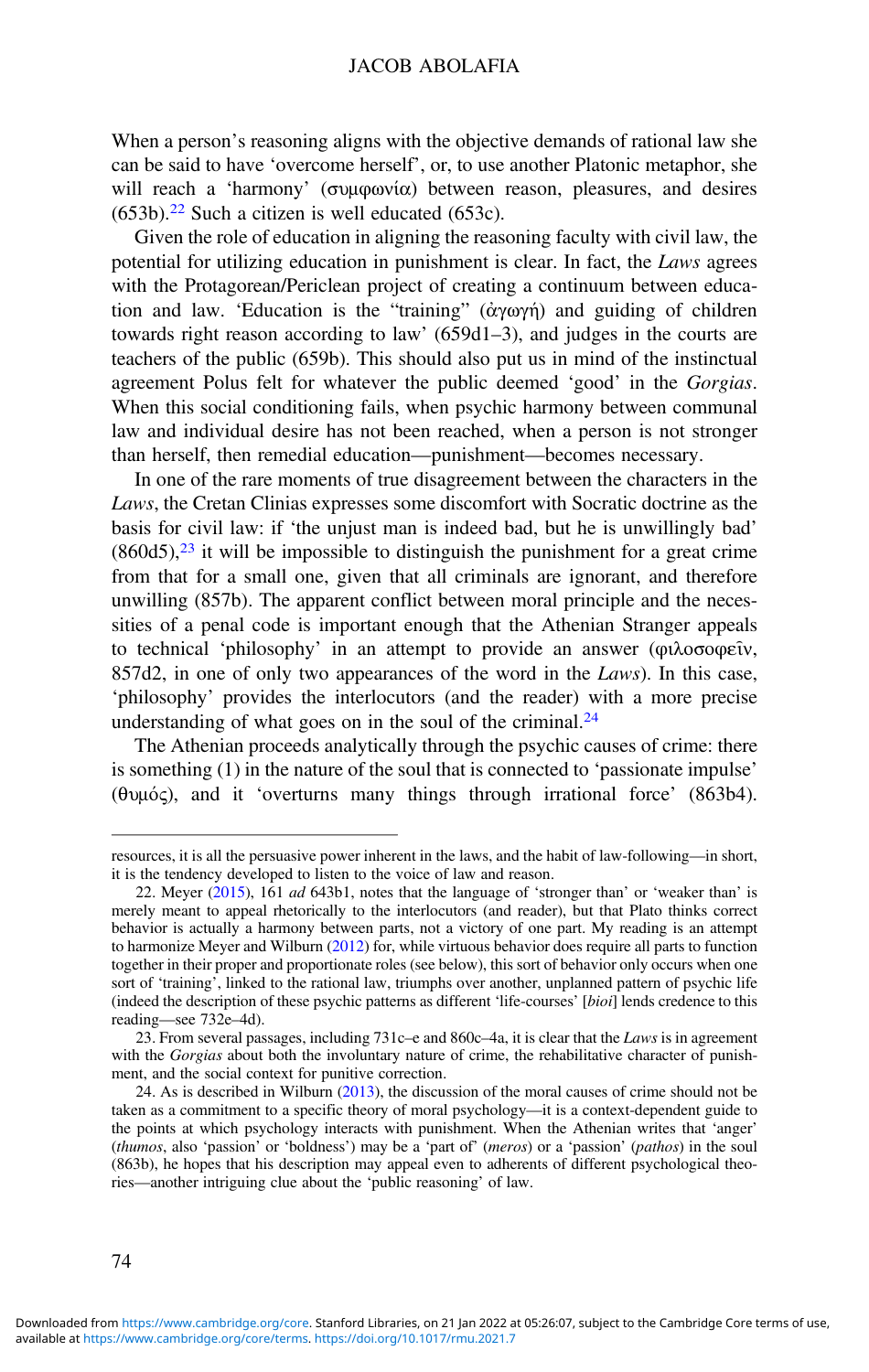When a person's reasoning aligns with the objective demands of rational law she can be said to have 'overcome herself', or, to use another Platonic metaphor, she will reach a 'harmony' (συμφωνία) between reason, pleasures, and desires (653b).[22] Such a citizen is well educated (653c).

Given the role of education in aligning the reasoning faculty with civil law, the potential for utilizing education in punishment is clear. In fact, the *Laws* agrees with the Protagorean/Periclean project of creating a continuum between education and law. 'Education is the "training" (ἀγωγή) and guiding of children towards right reason according to law' (659d1–3), and judges in the courts are teachers of the public (659b). This should also put us in mind of the instinctual agreement Polus felt for whatever the public deemed 'good' in the *Gorgias*. When this social conditioning fails, when psychic harmony between communal law and individual desire has not been reached, when a person is not stronger than herself, then remedial education—punishment—becomes necessary.

In one of the rare moments of true disagreement between the characters in the *Laws*, the Cretan Clinias expresses some discomfort with Socratic doctrine as the basis for civil law: if 'the unjust man is indeed bad, but he is unwillingly bad' (860d5),[23] it will be impossible to distinguish the punishment for a great crime from that for a small one, given that all criminals are ignorant, and therefore unwilling (857b). The apparent conflict between moral principle and the necessities of a penal code is important enough that the Athenian Stranger appeals to technical 'philosophy' in an attempt to provide an answer (φιλοσοφεῖν, 857d2, in one of only two appearances of the word in the *Laws*). In this case, 'philosophy' provides the interlocutors (and the reader) with a more precise understanding of what goes on in the soul of the criminal.[24]

The Athenian proceeds analytically through the psychic causes of crime: there is something (1) in the nature of the soul that is connected to 'passionate impulse' (θυμός), and it 'overturns many things through irrational force' (863b4).

---

resources, it is all the persuasive power inherent in the laws, and the habit of law-following—in short, it is the tendency developed to listen to the voice of law and reason.

22. Meyer (2015), 161 *ad* 643b1, notes that the language of 'stronger than' or 'weaker than' is merely meant to appeal rhetorically to the interlocutors (and reader), but that Plato thinks correct behavior is actually a harmony between parts, not a victory of one part. My reading is an attempt to harmonize Meyer and Wilburn (2012) for, while virtuous behavior does require all parts to function together in their proper and proportionate roles (see below), this sort of behavior only occurs when one sort of 'training', linked to the rational law, triumphs over another, unplanned pattern of psychic life (indeed the description of these psychic patterns as different 'life-courses' [*bioi*] lends credence to this reading—see 732e–4d).

23. From several passages, including 731c–e and 860c–4a, it is clear that the *Laws* is in agreement with the *Gorgias* about both the involuntary nature of crime, the rehabilitative character of punishment, and the social context for punitive correction.

24. As is described in Wilburn (2013), the discussion of the moral causes of crime should not be taken as a commitment to a specific theory of moral psychology—it is a context-dependent guide to the points at which psychology interacts with punishment. When the Athenian writes that 'anger' (*thumos*, also 'passion' or 'boldness') may be a 'part of' (*meros*) or a 'passion' (*pathos*) in the soul (863b), he hopes that his description may appeal even to adherents of different psychological theories—another intriguing clue about the 'public reasoning' of law.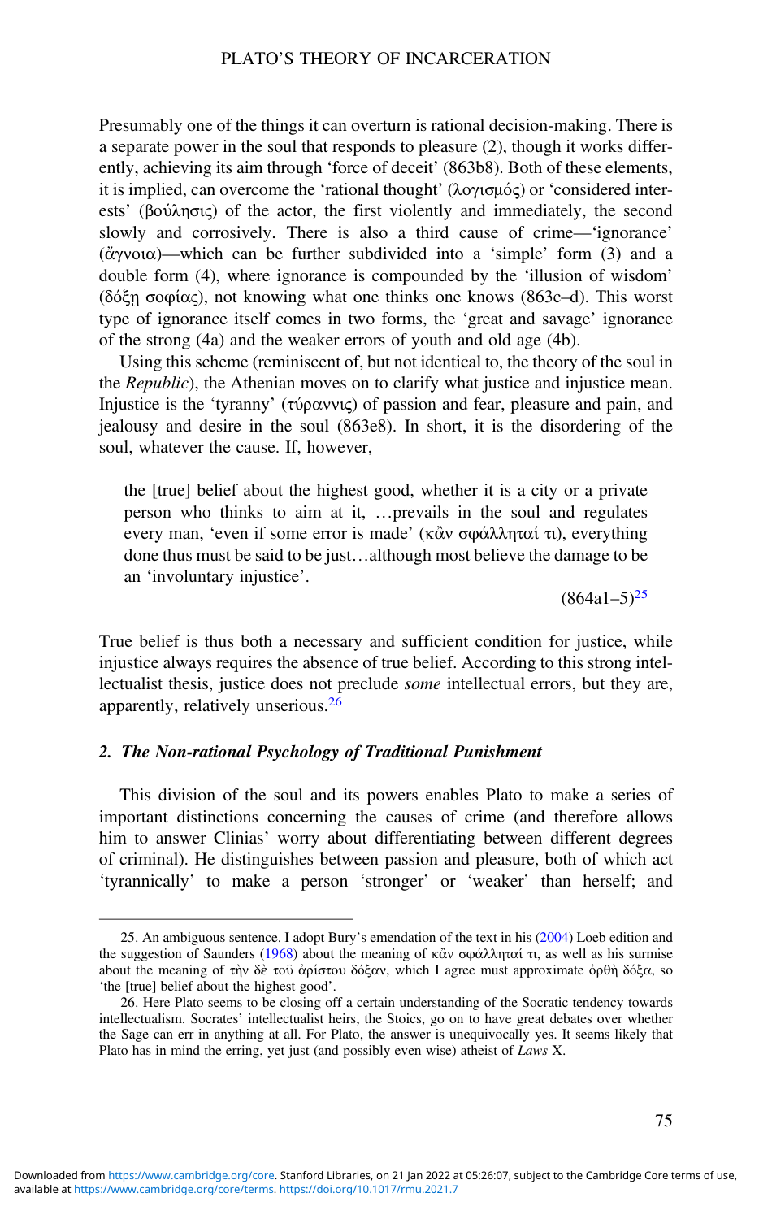Presumably one of the things it can overturn is rational decision-making. There is a separate power in the soul that responds to pleasure (2), though it works differently, achieving its aim through 'force of deceit' (863b8). Both of these elements, it is implied, can overcome the 'rational thought' (λογισμός) or 'considered interests' (βούλησις) of the actor, the first violently and immediately, the second slowly and corrosively. There is also a third cause of crime—'ignorance' (ἄγνοια)—which can be further subdivided into a 'simple' form (3) and a double form (4), where ignorance is compounded by the 'illusion of wisdom' (δόξη σοφίας), not knowing what one thinks one knows (863c–d). This worst type of ignorance itself comes in two forms, the 'great and savage' ignorance of the strong (4a) and the weaker errors of youth and old age (4b).

Using this scheme (reminiscent of, but not identical to, the theory of the soul in the *Republic*), the Athenian moves on to clarify what justice and injustice mean. Injustice is the 'tyranny' (τύραννις) of passion and fear, pleasure and pain, and jealousy and desire in the soul (863e8). In short, it is the disordering of the soul, whatever the cause. If, however,

> the [true] belief about the highest good, whether it is a city or a private person who thinks to aim at it, …prevails in the soul and regulates every man, 'even if some error is made' (κἂν σφάλληταί τι), everything done thus must be said to be just…although most believe the damage to be an 'involuntary injustice'.
>
> (864a1–5)[25]

True belief is thus both a necessary and sufficient condition for justice, while injustice always requires the absence of true belief. According to this strong intellectualist thesis, justice does not preclude *some* intellectual errors, but they are, apparently, relatively unserious.[26]

### *2. The Non-rational Psychology of Traditional Punishment*

This division of the soul and its powers enables Plato to make a series of important distinctions concerning the causes of crime (and therefore allows him to answer Clinias' worry about differentiating between different degrees of criminal). He distinguishes between passion and pleasure, both of which act 'tyrannically' to make a person 'stronger' or 'weaker' than herself; and

---

25. An ambiguous sentence. I adopt Bury's emendation of the text in his (2004) Loeb edition and the suggestion of Saunders (1968) about the meaning of κἂν σφάλληταί τι, as well as his surmise about the meaning of τὴν δὲ τοῦ ἀρίστου δόξαν, which I agree must approximate ὀρθὴ δόξα, so 'the [true] belief about the highest good'.

26. Here Plato seems to be closing off a certain understanding of the Socratic tendency towards intellectualism. Socrates' intellectualist heirs, the Stoics, go on to have great debates over whether the Sage can err in anything at all. For Plato, the answer is unequivocally yes. It seems likely that Plato has in mind the erring, yet just (and possibly even wise) atheist of *Laws* X.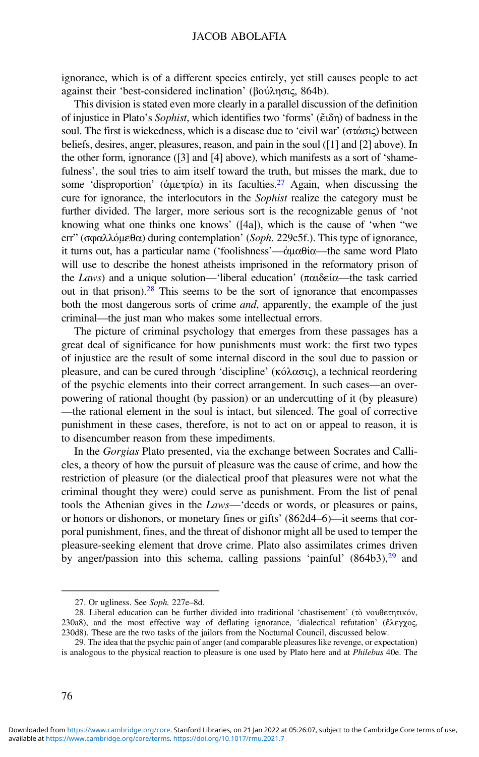ignorance, which is of a different species entirely, yet still causes people to act against their 'best-considered inclination' (βούλησις, 864b).

This division is stated even more clearly in a parallel discussion of the definition of injustice in Plato's *Sophist*, which identifies two 'forms' (ἔιδη) of badness in the soul. The first is wickedness, which is a disease due to 'civil war' (στάσις) between beliefs, desires, anger, pleasures, reason, and pain in the soul ([1] and [2] above). In the other form, ignorance ([3] and [4] above), which manifests as a sort of 'shamefulness', the soul tries to aim itself toward the truth, but misses the mark, due to some 'disproportion' (ἀμετρία) in its faculties.[27] Again, when discussing the cure for ignorance, the interlocutors in the *Sophist* realize the category must be further divided. The larger, more serious sort is the recognizable genus of 'not knowing what one thinks one knows' ([4a]), which is the cause of 'when "we err" (σφαλλόμεθα) during contemplation' (*Soph.* 229c5f.). This type of ignorance, it turns out, has a particular name ('foolishness'—ἀμαθία—the same word Plato will use to describe the honest atheists imprisoned in the reformatory prison of the *Laws*) and a unique solution—'liberal education' (παιδεία—the task carried out in that prison).[28] This seems to be the sort of ignorance that encompasses both the most dangerous sorts of crime *and*, apparently, the example of the just criminal—the just man who makes some intellectual errors.

The picture of criminal psychology that emerges from these passages has a great deal of significance for how punishments must work: the first two types of injustice are the result of some internal discord in the soul due to passion or pleasure, and can be cured through 'discipline' (κόλασις), a technical reordering of the psychic elements into their correct arrangement. In such cases—an overpowering of rational thought (by passion) or an undercutting of it (by pleasure)—the rational element in the soul is intact, but silenced. The goal of corrective punishment in these cases, therefore, is not to act on or appeal to reason, it is to disencumber reason from these impediments.

In the *Gorgias* Plato presented, via the exchange between Socrates and Callicles, a theory of how the pursuit of pleasure was the cause of crime, and how the restriction of pleasure (or the dialectical proof that pleasures were not what the criminal thought they were) could serve as punishment. From the list of penal tools the Athenian gives in the *Laws*—'deeds or words, or pleasures or pains, or honors or dishonors, or monetary fines or gifts' (862d4–6)—it seems that corporal punishment, fines, and the threat of dishonor might all be used to temper the pleasure-seeking element that drove crime. Plato also assimilates crimes driven by anger/passion into this schema, calling passions 'painful' (864b3),[29] and

---

27. Or ugliness. See *Soph.* 227e–8d.

28. Liberal education can be further divided into traditional 'chastisement' (τὸ νουθετητικόν, 230a8), and the most effective way of deflating ignorance, 'dialectical refutation' (ἔλεγχος, 230d8). These are the two tasks of the jailors from the Nocturnal Council, discussed below.

29. The idea that the psychic pain of anger (and comparable pleasures like revenge, or expectation) is analogous to the physical reaction to pleasure is one used by Plato here and at *Philebus* 40e. The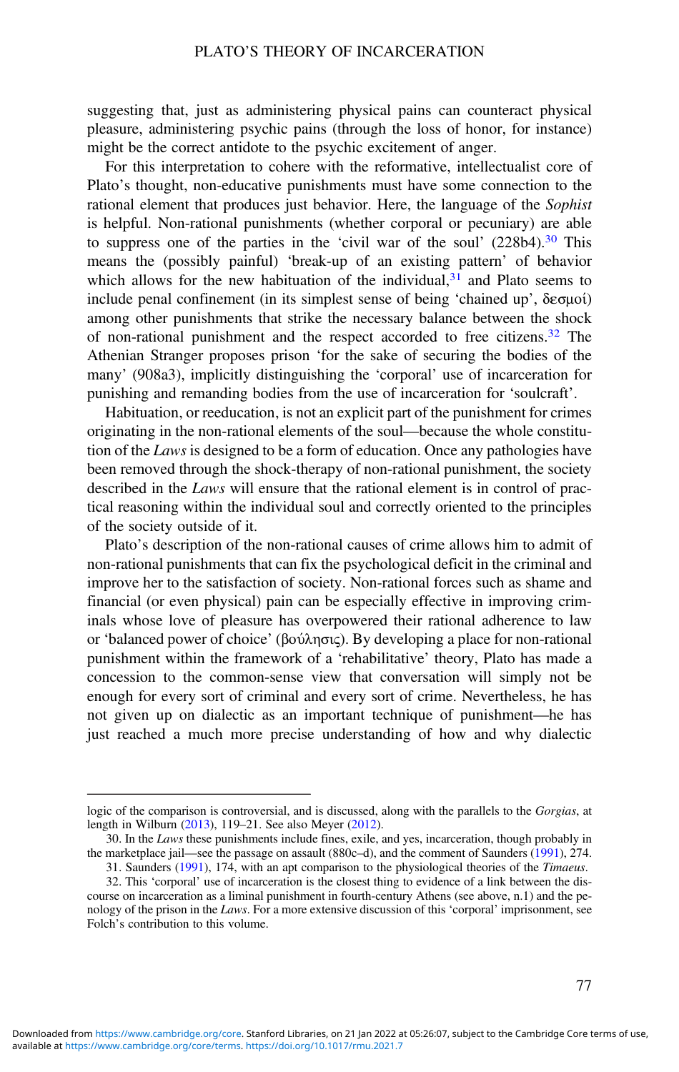suggesting that, just as administering physical pains can counteract physical pleasure, administering psychic pains (through the loss of honor, for instance) might be the correct antidote to the psychic excitement of anger.

For this interpretation to cohere with the reformative, intellectualist core of Plato's thought, non-educative punishments must have some connection to the rational element that produces just behavior. Here, the language of the *Sophist* is helpful. Non-rational punishments (whether corporal or pecuniary) are able to suppress one of the parties in the 'civil war of the soul' (228b4).[30] This means the (possibly painful) 'break-up of an existing pattern' of behavior which allows for the new habituation of the individual,[31] and Plato seems to include penal confinement (in its simplest sense of being 'chained up', δεσμοί) among other punishments that strike the necessary balance between the shock of non-rational punishment and the respect accorded to free citizens.[32] The Athenian Stranger proposes prison 'for the sake of securing the bodies of the many' (908a3), implicitly distinguishing the 'corporal' use of incarceration for punishing and remanding bodies from the use of incarceration for 'soulcraft'.

Habituation, or reeducation, is not an explicit part of the punishment for crimes originating in the non-rational elements of the soul—because the whole constitution of the *Laws* is designed to be a form of education. Once any pathologies have been removed through the shock-therapy of non-rational punishment, the society described in the *Laws* will ensure that the rational element is in control of practical reasoning within the individual soul and correctly oriented to the principles of the society outside of it.

Plato's description of the non-rational causes of crime allows him to admit of non-rational punishments that can fix the psychological deficit in the criminal and improve her to the satisfaction of society. Non-rational forces such as shame and financial (or even physical) pain can be especially effective in improving criminals whose love of pleasure has overpowered their rational adherence to law or 'balanced power of choice' (βούλησις). By developing a place for non-rational punishment within the framework of a 'rehabilitative' theory, Plato has made a concession to the common-sense view that conversation will simply not be enough for every sort of criminal and every sort of crime. Nevertheless, he has not given up on dialectic as an important technique of punishment—he has just reached a much more precise understanding of how and why dialectic

---

logic of the comparison is controversial, and is discussed, along with the parallels to the *Gorgias*, at length in Wilburn (2013), 119–21. See also Meyer (2012).

30. In the *Laws* these punishments include fines, exile, and yes, incarceration, though probably in the marketplace jail—see the passage on assault (880c–d), and the comment of Saunders (1991), 274.

31. Saunders (1991), 174, with an apt comparison to the physiological theories of the *Timaeus*.

32. This 'corporal' use of incarceration is the closest thing to evidence of a link between the discourse on incarceration as a liminal punishment in fourth-century Athens (see above, n.1) and the penology of the prison in the *Laws*. For a more extensive discussion of this 'corporal' imprisonment, see Folch's contribution to this volume.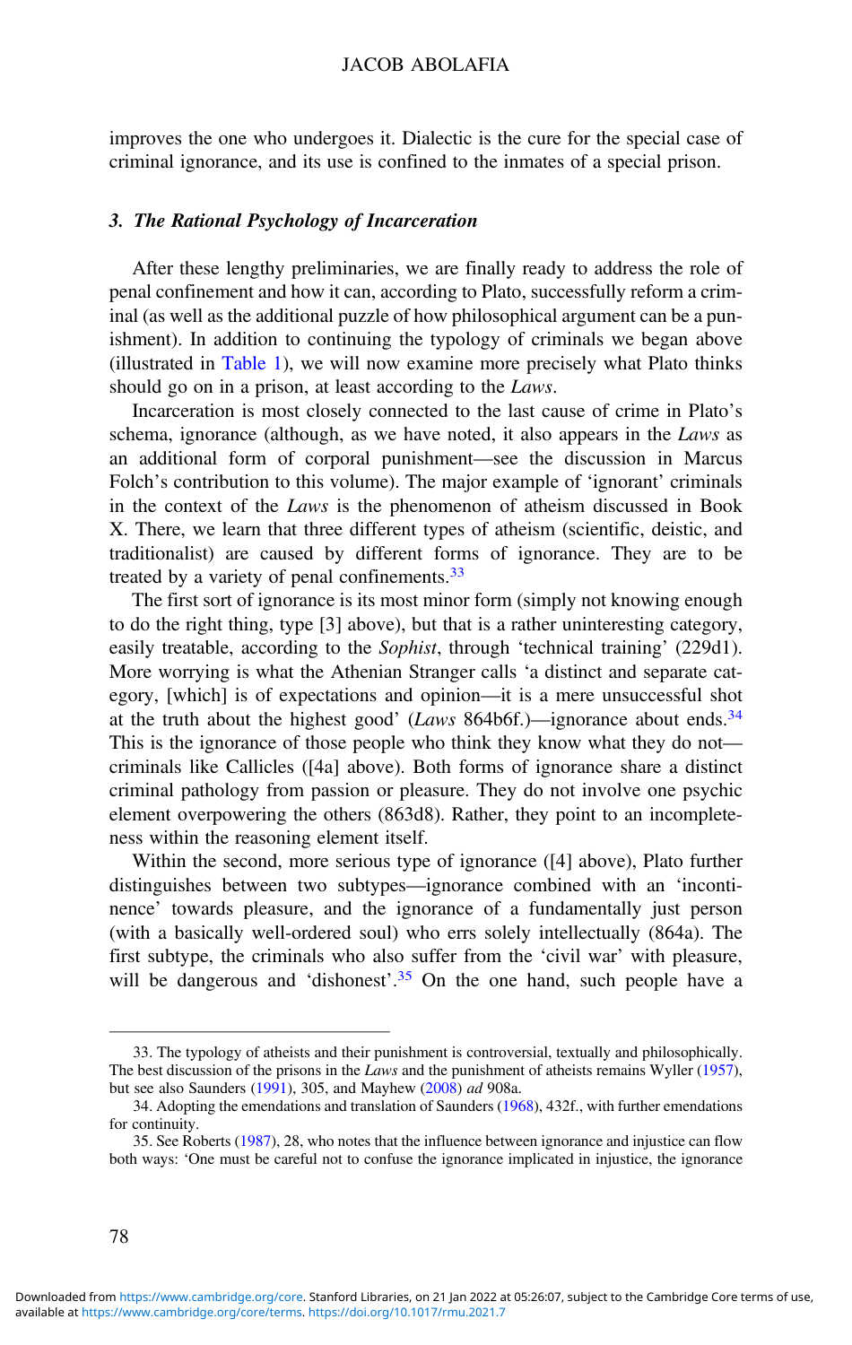improves the one who undergoes it. Dialectic is the cure for the special case of criminal ignorance, and its use is confined to the inmates of a special prison.

### *3. The Rational Psychology of Incarceration*

After these lengthy preliminaries, we are finally ready to address the role of penal confinement and how it can, according to Plato, successfully reform a criminal (as well as the additional puzzle of how philosophical argument can be a punishment). In addition to continuing the typology of criminals we began above (illustrated in Table 1), we will now examine more precisely what Plato thinks should go on in a prison, at least according to the *Laws*.

Incarceration is most closely connected to the last cause of crime in Plato's schema, ignorance (although, as we have noted, it also appears in the *Laws* as an additional form of corporal punishment—see the discussion in Marcus Folch's contribution to this volume). The major example of 'ignorant' criminals in the context of the *Laws* is the phenomenon of atheism discussed in Book X. There, we learn that three different types of atheism (scientific, deistic, and traditionalist) are caused by different forms of ignorance. They are to be treated by a variety of penal confinements.[33]

The first sort of ignorance is its most minor form (simply not knowing enough to do the right thing, type [3] above), but that is a rather uninteresting category, easily treatable, according to the *Sophist*, through 'technical training' (229d1). More worrying is what the Athenian Stranger calls 'a distinct and separate category, [which] is of expectations and opinion—it is a mere unsuccessful shot at the truth about the highest good' (*Laws* 864b6f.)—ignorance about ends.[34] This is the ignorance of those people who think they know what they do not—criminals like Callicles ([4a] above). Both forms of ignorance share a distinct criminal pathology from passion or pleasure. They do not involve one psychic element overpowering the others (863d8). Rather, they point to an incompleteness within the reasoning element itself.

Within the second, more serious type of ignorance ([4] above), Plato further distinguishes between two subtypes—ignorance combined with an 'incontinence' towards pleasure, and the ignorance of a fundamentally just person (with a basically well-ordered soul) who errs solely intellectually (864a). The first subtype, the criminals who also suffer from the 'civil war' with pleasure, will be dangerous and 'dishonest'.[35] On the one hand, such people have a

---

33. The typology of atheists and their punishment is controversial, textually and philosophically. The best discussion of the prisons in the *Laws* and the punishment of atheists remains Wyller (1957), but see also Saunders (1991), 305, and Mayhew (2008) *ad* 908a.

34. Adopting the emendations and translation of Saunders (1968), 432f., with further emendations for continuity.

35. See Roberts (1987), 28, who notes that the influence between ignorance and injustice can flow both ways: 'One must be careful not to confuse the ignorance implicated in injustice, the ignorance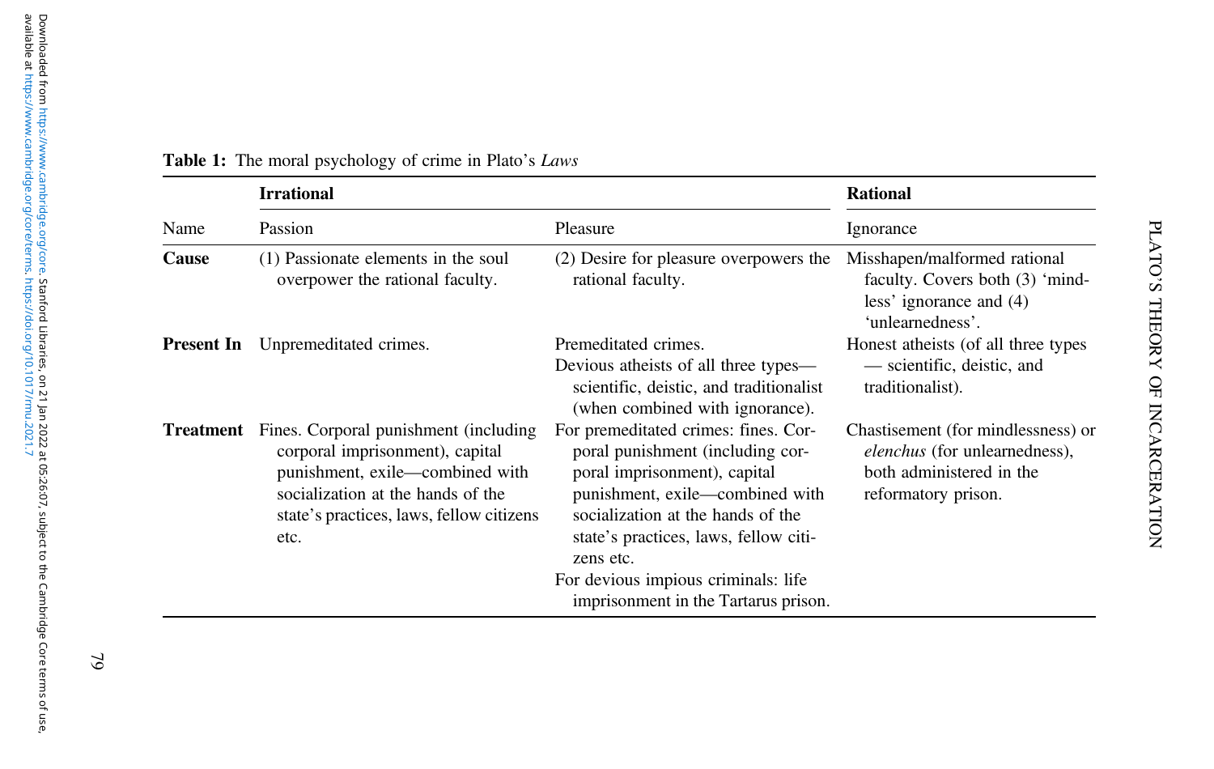**Table 1:** The moral psychology of crime in Plato's *Laws*

| | **Irrational** | | **Rational** |
|---|---|---|---|
| Name | Passion | Pleasure | Ignorance |
| **Cause** | (1) Passionate elements in the soul overpower the rational faculty. | (2) Desire for pleasure overpowers the rational faculty. | Misshapen/malformed rational faculty. Covers both (3) 'mindless' ignorance and (4) 'unlearnedness'. |
| **Present In** | Unpremeditated crimes. | Premeditated crimes.<br>Devious atheists of all three types—scientific, deistic, and traditionalist (when combined with ignorance). | Honest atheists (of all three types — scientific, deistic, and traditionalist). |
| **Treatment** | Fines. Corporal punishment (including corporal imprisonment), capital punishment, exile—combined with socialization at the hands of the state's practices, laws, fellow citizens etc. | For premeditated crimes: fines. Corporal punishment (including corporal imprisonment), capital punishment, exile—combined with socialization at the hands of the state's practices, laws, fellow citizens etc.<br>For devious impious criminals: life imprisonment in the Tartarus prison. | Chastisement (for mindlessness) or *elenchus* (for unlearnedness), both administered in the reformatory prison. |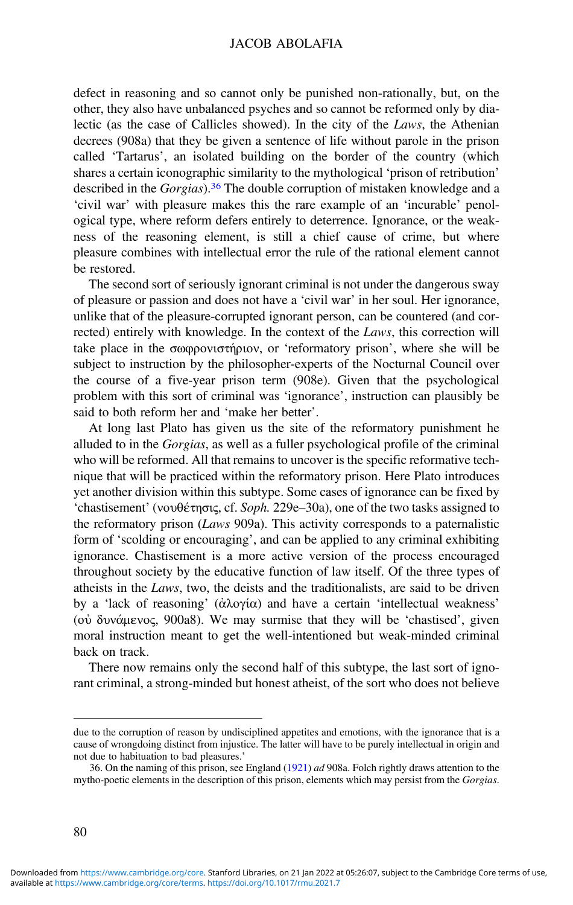defect in reasoning and so cannot only be punished non-rationally, but, on the other, they also have unbalanced psyches and so cannot be reformed only by dialectic (as the case of Callicles showed). In the city of the *Laws*, the Athenian decrees (908a) that they be given a sentence of life without parole in the prison called 'Tartarus', an isolated building on the border of the country (which shares a certain iconographic similarity to the mythological 'prison of retribution' described in the *Gorgias*).[36] The double corruption of mistaken knowledge and a 'civil war' with pleasure makes this the rare example of an 'incurable' penological type, where reform defers entirely to deterrence. Ignorance, or the weakness of the reasoning element, is still a chief cause of crime, but where pleasure combines with intellectual error the rule of the rational element cannot be restored.

The second sort of seriously ignorant criminal is not under the dangerous sway of pleasure or passion and does not have a 'civil war' in her soul. Her ignorance, unlike that of the pleasure-corrupted ignorant person, can be countered (and corrected) entirely with knowledge. In the context of the *Laws*, this correction will take place in the σωφρονιστήριον, or 'reformatory prison', where she will be subject to instruction by the philosopher-experts of the Nocturnal Council over the course of a five-year prison term (908e). Given that the psychological problem with this sort of criminal was 'ignorance', instruction can plausibly be said to both reform her and 'make her better'.

At long last Plato has given us the site of the reformatory punishment he alluded to in the *Gorgias*, as well as a fuller psychological profile of the criminal who will be reformed. All that remains to uncover is the specific reformative technique that will be practiced within the reformatory prison. Here Plato introduces yet another division within this subtype. Some cases of ignorance can be fixed by 'chastisement' (νουθέτησις, cf. *Soph.* 229e–30a), one of the two tasks assigned to the reformatory prison (*Laws* 909a). This activity corresponds to a paternalistic form of 'scolding or encouraging', and can be applied to any criminal exhibiting ignorance. Chastisement is a more active version of the process encouraged throughout society by the educative function of law itself. Of the three types of atheists in the *Laws*, two, the deists and the traditionalists, are said to be driven by a 'lack of reasoning' (ἀλογία) and have a certain 'intellectual weakness' (οὐ δυνάμενος, 900a8). We may surmise that they will be 'chastised', given moral instruction meant to get the well-intentioned but weak-minded criminal back on track.

There now remains only the second half of this subtype, the last sort of ignorant criminal, a strong-minded but honest atheist, of the sort who does not believe

---

due to the corruption of reason by undisciplined appetites and emotions, with the ignorance that is a cause of wrongdoing distinct from injustice. The latter will have to be purely intellectual in origin and not due to habituation to bad pleasures.'

36. On the naming of this prison, see England (1921) *ad* 908a. Folch rightly draws attention to the mytho-poetic elements in the description of this prison, elements which may persist from the *Gorgias*.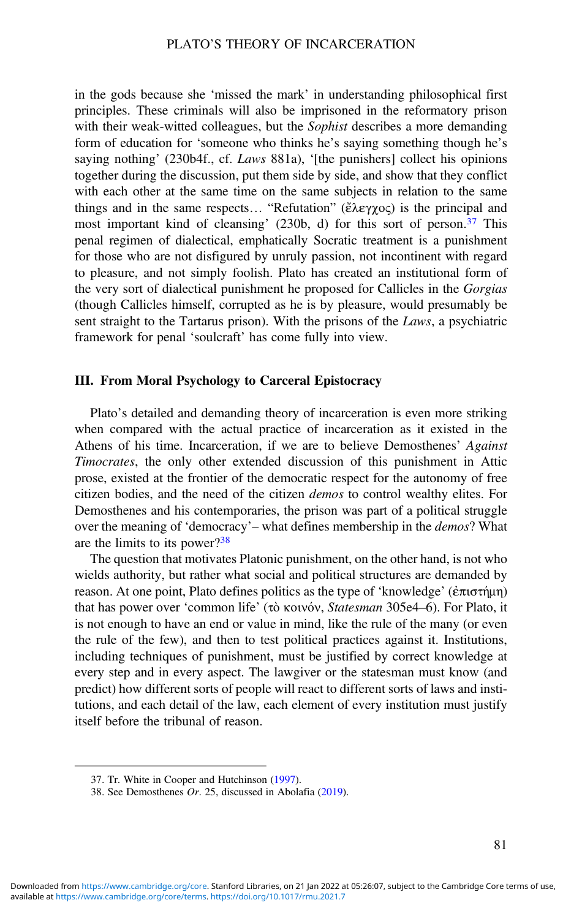in the gods because she 'missed the mark' in understanding philosophical first principles. These criminals will also be imprisoned in the reformatory prison with their weak-witted colleagues, but the *Sophist* describes a more demanding form of education for 'someone who thinks he's saying something though he's saying nothing' (230b4f., cf. *Laws* 881a), '[the punishers] collect his opinions together during the discussion, put them side by side, and show that they conflict with each other at the same time on the same subjects in relation to the same things and in the same respects… "Refutation" (ἔλεγχος) is the principal and most important kind of cleansing' (230b, d) for this sort of person.[37] This penal regimen of dialectical, emphatically Socratic treatment is a punishment for those who are not disfigured by unruly passion, not incontinent with regard to pleasure, and not simply foolish. Plato has created an institutional form of the very sort of dialectical punishment he proposed for Callicles in the *Gorgias* (though Callicles himself, corrupted as he is by pleasure, would presumably be sent straight to the Tartarus prison). With the prisons of the *Laws*, a psychiatric framework for penal 'soulcraft' has come fully into view.

### III. From Moral Psychology to Carceral Epistocracy

Plato's detailed and demanding theory of incarceration is even more striking when compared with the actual practice of incarceration as it existed in the Athens of his time. Incarceration, if we are to believe Demosthenes' *Against Timocrates*, the only other extended discussion of this punishment in Attic prose, existed at the frontier of the democratic respect for the autonomy of free citizen bodies, and the need of the citizen *demos* to control wealthy elites. For Demosthenes and his contemporaries, the prison was part of a political struggle over the meaning of 'democracy'– what defines membership in the *demos*? What are the limits to its power?[38]

The question that motivates Platonic punishment, on the other hand, is not who wields authority, but rather what social and political structures are demanded by reason. At one point, Plato defines politics as the type of 'knowledge' (ἐπιστήμη) that has power over 'common life' (τὸ κοινόν, *Statesman* 305e4–6). For Plato, it is not enough to have an end or value in mind, like the rule of the many (or even the rule of the few), and then to test political practices against it. Institutions, including techniques of punishment, must be justified by correct knowledge at every step and in every aspect. The lawgiver or the statesman must know (and predict) how different sorts of people will react to different sorts of laws and institutions, and each detail of the law, each element of every institution must justify itself before the tribunal of reason.

37. Tr. White in Cooper and Hutchinson (1997).

38. See Demosthenes *Or.* 25, discussed in Abolafia (2019).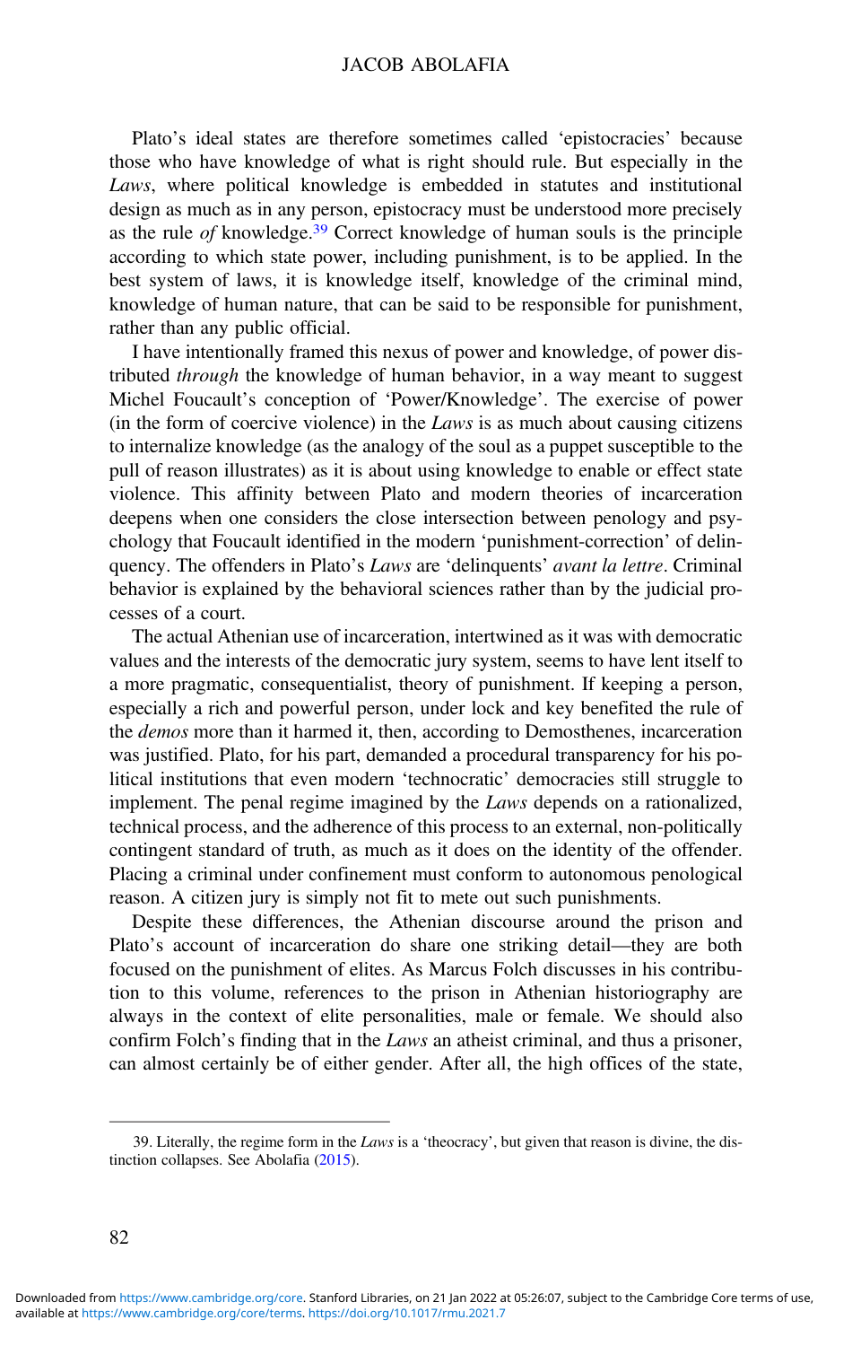Plato's ideal states are therefore sometimes called 'epistocracies' because those who have knowledge of what is right should rule. But especially in the *Laws*, where political knowledge is embedded in statutes and institutional design as much as in any person, epistocracy must be understood more precisely as the rule *of* knowledge.[39] Correct knowledge of human souls is the principle according to which state power, including punishment, is to be applied. In the best system of laws, it is knowledge itself, knowledge of the criminal mind, knowledge of human nature, that can be said to be responsible for punishment, rather than any public official.

I have intentionally framed this nexus of power and knowledge, of power distributed *through* the knowledge of human behavior, in a way meant to suggest Michel Foucault's conception of 'Power/Knowledge'. The exercise of power (in the form of coercive violence) in the *Laws* is as much about causing citizens to internalize knowledge (as the analogy of the soul as a puppet susceptible to the pull of reason illustrates) as it is about using knowledge to enable or effect state violence. This affinity between Plato and modern theories of incarceration deepens when one considers the close intersection between penology and psychology that Foucault identified in the modern 'punishment-correction' of delinquency. The offenders in Plato's *Laws* are 'delinquents' *avant la lettre*. Criminal behavior is explained by the behavioral sciences rather than by the judicial processes of a court.

The actual Athenian use of incarceration, intertwined as it was with democratic values and the interests of the democratic jury system, seems to have lent itself to a more pragmatic, consequentialist, theory of punishment. If keeping a person, especially a rich and powerful person, under lock and key benefited the rule of the *demos* more than it harmed it, then, according to Demosthenes, incarceration was justified. Plato, for his part, demanded a procedural transparency for his political institutions that even modern 'technocratic' democracies still struggle to implement. The penal regime imagined by the *Laws* depends on a rationalized, technical process, and the adherence of this process to an external, non-politically contingent standard of truth, as much as it does on the identity of the offender. Placing a criminal under confinement must conform to autonomous penological reason. A citizen jury is simply not fit to mete out such punishments.

Despite these differences, the Athenian discourse around the prison and Plato's account of incarceration do share one striking detail—they are both focused on the punishment of elites. As Marcus Folch discusses in his contribution to this volume, references to the prison in Athenian historiography are always in the context of elite personalities, male or female. We should also confirm Folch's finding that in the *Laws* an atheist criminal, and thus a prisoner, can almost certainly be of either gender. After all, the high offices of the state,

39. Literally, the regime form in the *Laws* is a 'theocracy', but given that reason is divine, the distinction collapses. See Abolafia (2015).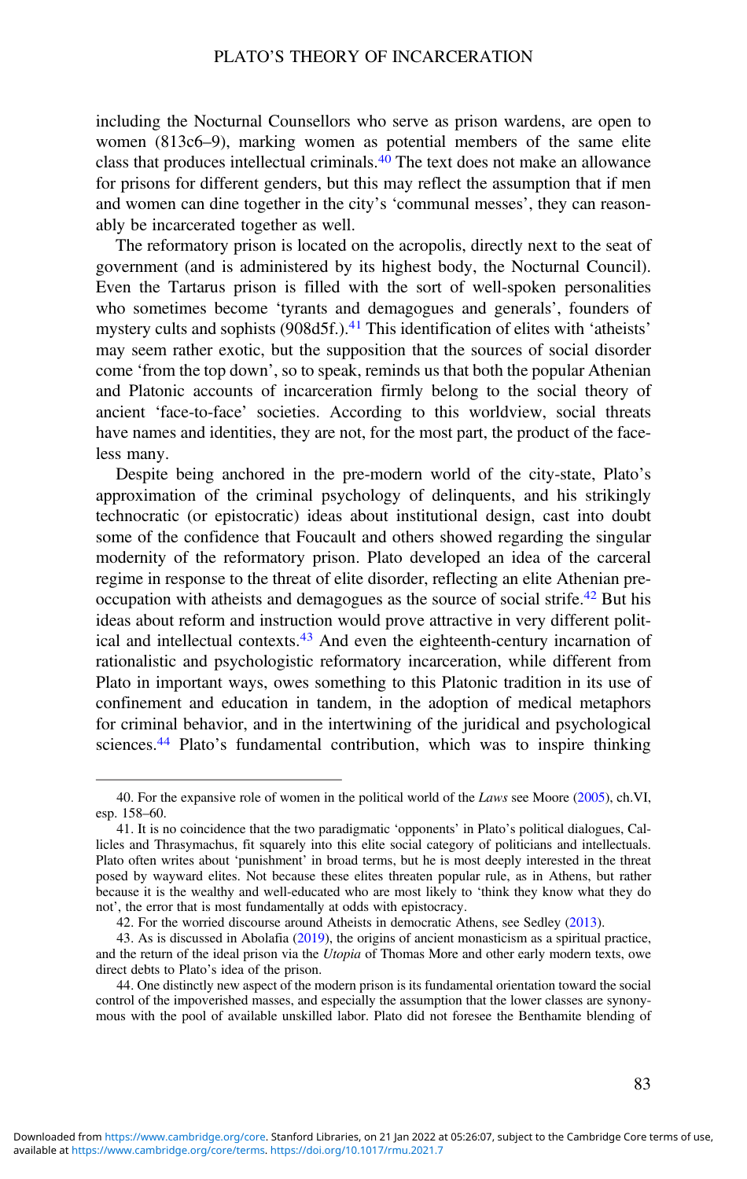including the Nocturnal Counsellors who serve as prison wardens, are open to women (813c6–9), marking women as potential members of the same elite class that produces intellectual criminals.[40] The text does not make an allowance for prisons for different genders, but this may reflect the assumption that if men and women can dine together in the city's 'communal messes', they can reasonably be incarcerated together as well.

The reformatory prison is located on the acropolis, directly next to the seat of government (and is administered by its highest body, the Nocturnal Council). Even the Tartarus prison is filled with the sort of well-spoken personalities who sometimes become 'tyrants and demagogues and generals', founders of mystery cults and sophists (908d5f.).[41] This identification of elites with 'atheists' may seem rather exotic, but the supposition that the sources of social disorder come 'from the top down', so to speak, reminds us that both the popular Athenian and Platonic accounts of incarceration firmly belong to the social theory of ancient 'face-to-face' societies. According to this worldview, social threats have names and identities, they are not, for the most part, the product of the faceless many.

Despite being anchored in the pre-modern world of the city-state, Plato's approximation of the criminal psychology of delinquents, and his strikingly technocratic (or epistocratic) ideas about institutional design, cast into doubt some of the confidence that Foucault and others showed regarding the singular modernity of the reformatory prison. Plato developed an idea of the carceral regime in response to the threat of elite disorder, reflecting an elite Athenian preoccupation with atheists and demagogues as the source of social strife.[42] But his ideas about reform and instruction would prove attractive in very different political and intellectual contexts.[43] And even the eighteenth-century incarnation of rationalistic and psychologistic reformatory incarceration, while different from Plato in important ways, owes something to this Platonic tradition in its use of confinement and education in tandem, in the adoption of medical metaphors for criminal behavior, and in the intertwining of the juridical and psychological sciences.[44] Plato's fundamental contribution, which was to inspire thinking

---

40. For the expansive role of women in the political world of the *Laws* see Moore (2005), ch.VI, esp. 158–60.

41. It is no coincidence that the two paradigmatic 'opponents' in Plato's political dialogues, Callicles and Thrasymachus, fit squarely into this elite social category of politicians and intellectuals. Plato often writes about 'punishment' in broad terms, but he is most deeply interested in the threat posed by wayward elites. Not because these elites threaten popular rule, as in Athens, but rather because it is the wealthy and well-educated who are most likely to 'think they know what they do not', the error that is most fundamentally at odds with epistocracy.

42. For the worried discourse around Atheists in democratic Athens, see Sedley (2013).

43. As is discussed in Abolafia (2019), the origins of ancient monasticism as a spiritual practice, and the return of the ideal prison via the *Utopia* of Thomas More and other early modern texts, owe direct debts to Plato's idea of the prison.

44. One distinctly new aspect of the modern prison is its fundamental orientation toward the social control of the impoverished masses, and especially the assumption that the lower classes are synonymous with the pool of available unskilled labor. Plato did not foresee the Benthamite blending of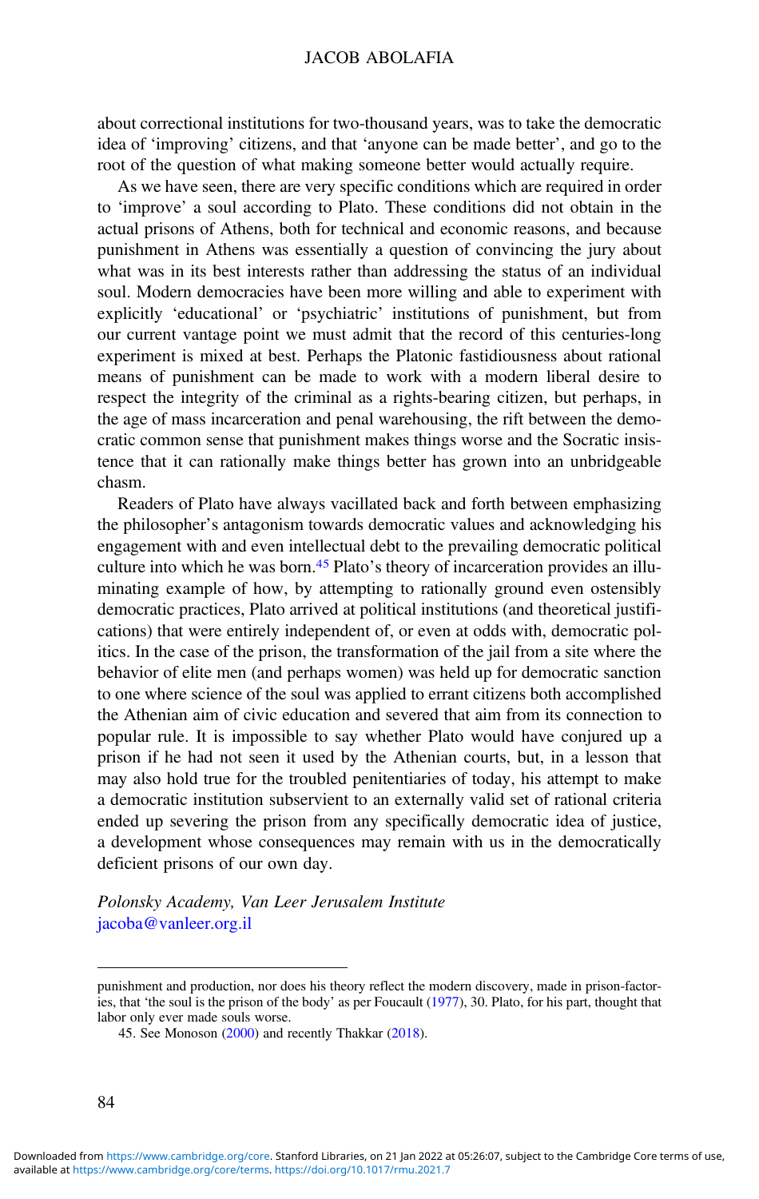about correctional institutions for two-thousand years, was to take the democratic idea of 'improving' citizens, and that 'anyone can be made better', and go to the root of the question of what making someone better would actually require.

As we have seen, there are very specific conditions which are required in order to 'improve' a soul according to Plato. These conditions did not obtain in the actual prisons of Athens, both for technical and economic reasons, and because punishment in Athens was essentially a question of convincing the jury about what was in its best interests rather than addressing the status of an individual soul. Modern democracies have been more willing and able to experiment with explicitly 'educational' or 'psychiatric' institutions of punishment, but from our current vantage point we must admit that the record of this centuries-long experiment is mixed at best. Perhaps the Platonic fastidiousness about rational means of punishment can be made to work with a modern liberal desire to respect the integrity of the criminal as a rights-bearing citizen, but perhaps, in the age of mass incarceration and penal warehousing, the rift between the democratic common sense that punishment makes things worse and the Socratic insistence that it can rationally make things better has grown into an unbridgeable chasm.

Readers of Plato have always vacillated back and forth between emphasizing the philosopher's antagonism towards democratic values and acknowledging his engagement with and even intellectual debt to the prevailing democratic political culture into which he was born.[45] Plato's theory of incarceration provides an illuminating example of how, by attempting to rationally ground even ostensibly democratic practices, Plato arrived at political institutions (and theoretical justifications) that were entirely independent of, or even at odds with, democratic politics. In the case of the prison, the transformation of the jail from a site where the behavior of elite men (and perhaps women) was held up for democratic sanction to one where science of the soul was applied to errant citizens both accomplished the Athenian aim of civic education and severed that aim from its connection to popular rule. It is impossible to say whether Plato would have conjured up a prison if he had not seen it used by the Athenian courts, but, in a lesson that may also hold true for the troubled penitentiaries of today, his attempt to make a democratic institution subservient to an externally valid set of rational criteria ended up severing the prison from any specifically democratic idea of justice, a development whose consequences may remain with us in the democratically deficient prisons of our own day.

*Polonsky Academy, Van Leer Jerusalem Institute*
jacoba@vanleer.org.il

---

punishment and production, nor does his theory reflect the modern discovery, made in prison-factories, that 'the soul is the prison of the body' as per Foucault (1977), 30. Plato, for his part, thought that labor only ever made souls worse.

45. See Monoson (2000) and recently Thakkar (2018).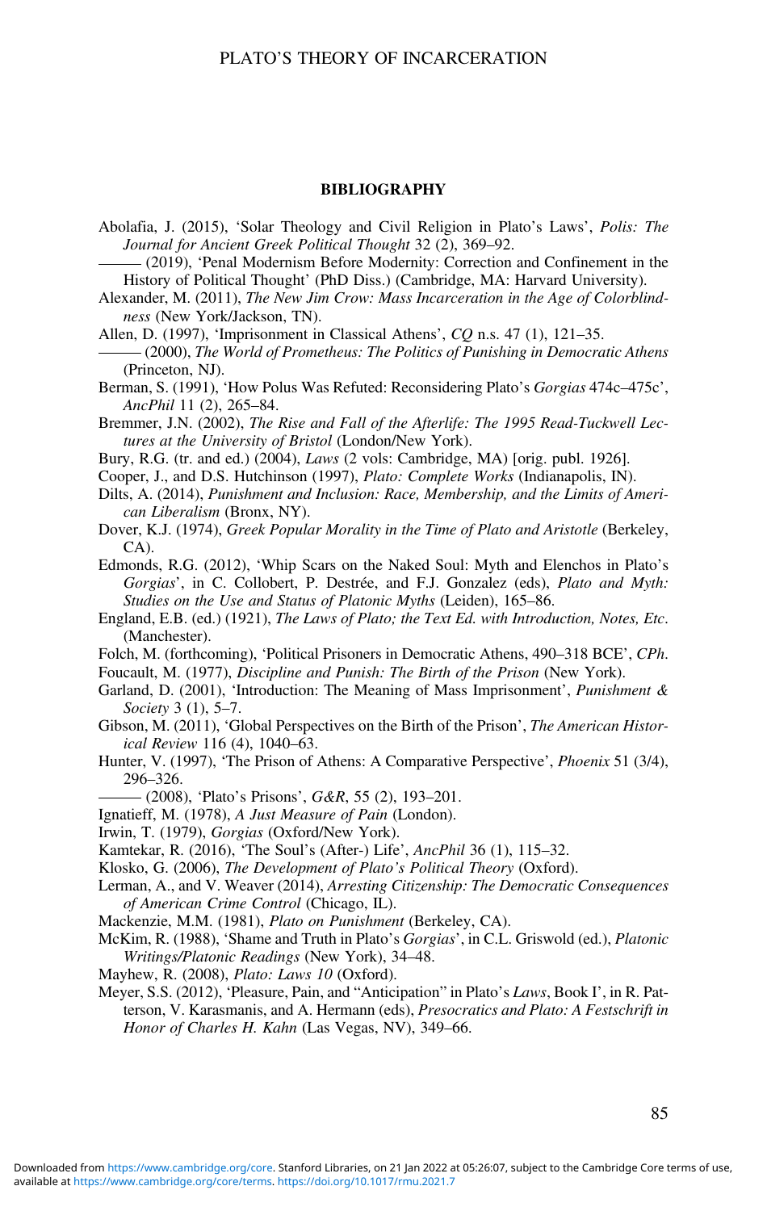## BIBLIOGRAPHY

Abolafia, J. (2015), 'Solar Theology and Civil Religion in Plato's Laws', *Polis: The Journal for Ancient Greek Political Thought* 32 (2), 369–92.

——— (2019), 'Penal Modernism Before Modernity: Correction and Confinement in the History of Political Thought' (PhD Diss.) (Cambridge, MA: Harvard University).

Alexander, M. (2011), *The New Jim Crow: Mass Incarceration in the Age of Colorblindness* (New York/Jackson, TN).

Allen, D. (1997), 'Imprisonment in Classical Athens', *CQ* n.s. 47 (1), 121–35.

——— (2000), *The World of Prometheus: The Politics of Punishing in Democratic Athens* (Princeton, NJ).

Berman, S. (1991), 'How Polus Was Refuted: Reconsidering Plato's *Gorgias* 474c–475c', *AncPhil* 11 (2), 265–84.

Bremmer, J.N. (2002), *The Rise and Fall of the Afterlife: The 1995 Read-Tuckwell Lectures at the University of Bristol* (London/New York).

Bury, R.G. (tr. and ed.) (2004), *Laws* (2 vols: Cambridge, MA) [orig. publ. 1926].

Cooper, J., and D.S. Hutchinson (1997), *Plato: Complete Works* (Indianapolis, IN).

Dilts, A. (2014), *Punishment and Inclusion: Race, Membership, and the Limits of American Liberalism* (Bronx, NY).

Dover, K.J. (1974), *Greek Popular Morality in the Time of Plato and Aristotle* (Berkeley, CA).

Edmonds, R.G. (2012), 'Whip Scars on the Naked Soul: Myth and Elenchos in Plato's *Gorgias*', in C. Collobert, P. Destrée, and F.J. Gonzalez (eds), *Plato and Myth: Studies on the Use and Status of Platonic Myths* (Leiden), 165–86.

England, E.B. (ed.) (1921), *The Laws of Plato; the Text Ed. with Introduction, Notes, Etc.* (Manchester).

Folch, M. (forthcoming), 'Political Prisoners in Democratic Athens, 490–318 BCE', *CPh*.

Foucault, M. (1977), *Discipline and Punish: The Birth of the Prison* (New York).

Garland, D. (2001), 'Introduction: The Meaning of Mass Imprisonment', *Punishment & Society* 3 (1), 5–7.

Gibson, M. (2011), 'Global Perspectives on the Birth of the Prison', *The American Historical Review* 116 (4), 1040–63.

Hunter, V. (1997), 'The Prison of Athens: A Comparative Perspective', *Phoenix* 51 (3/4), 296–326.

——— (2008), 'Plato's Prisons', *G&R*, 55 (2), 193–201.

Ignatieff, M. (1978), *A Just Measure of Pain* (London).

Irwin, T. (1979), *Gorgias* (Oxford/New York).

Kamtekar, R. (2016), 'The Soul's (After-) Life', *AncPhil* 36 (1), 115–32.

Klosko, G. (2006), *The Development of Plato's Political Theory* (Oxford).

Lerman, A., and V. Weaver (2014), *Arresting Citizenship: The Democratic Consequences of American Crime Control* (Chicago, IL).

Mackenzie, M.M. (1981), *Plato on Punishment* (Berkeley, CA).

McKim, R. (1988), 'Shame and Truth in Plato's *Gorgias*', in C.L. Griswold (ed.), *Platonic Writings/Platonic Readings* (New York), 34–48.

Mayhew, R. (2008), *Plato: Laws 10* (Oxford).

Meyer, S.S. (2012), 'Pleasure, Pain, and "Anticipation" in Plato's *Laws*, Book I', in R. Patterson, V. Karasmanis, and A. Hermann (eds), *Presocratics and Plato: A Festschrift in Honor of Charles H. Kahn* (Las Vegas, NV), 349–66.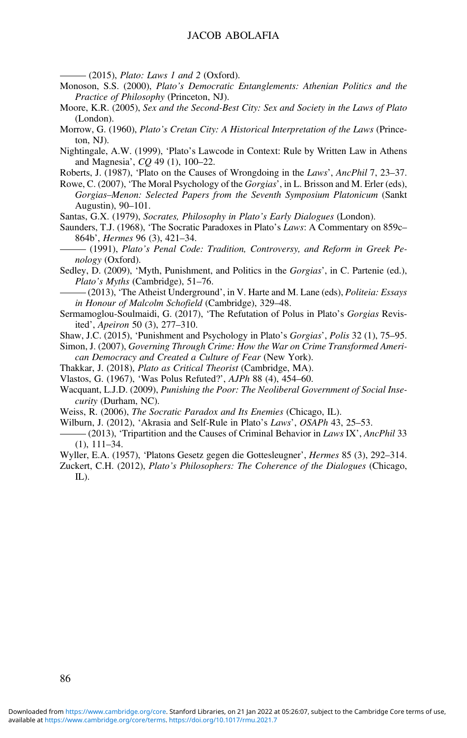——— (2015), *Plato: Laws 1 and 2* (Oxford).

Monoson, S.S. (2000), *Plato's Democratic Entanglements: Athenian Politics and the Practice of Philosophy* (Princeton, NJ).

Moore, K.R. (2005), *Sex and the Second-Best City: Sex and Society in the Laws of Plato* (London).

Morrow, G. (1960), *Plato's Cretan City: A Historical Interpretation of the Laws* (Princeton, NJ).

Nightingale, A.W. (1999), 'Plato's Lawcode in Context: Rule by Written Law in Athens and Magnesia', *CQ* 49 (1), 100–22.

Roberts, J. (1987), 'Plato on the Causes of Wrongdoing in the *Laws*', *AncPhil* 7, 23–37.

Rowe, C. (2007), 'The Moral Psychology of the *Gorgias*', in L. Brisson and M. Erler (eds), *Gorgias–Menon: Selected Papers from the Seventh Symposium Platonicum* (Sankt Augustin), 90–101.

Santas, G.X. (1979), *Socrates, Philosophy in Plato's Early Dialogues* (London).

Saunders, T.J. (1968), 'The Socratic Paradoxes in Plato's *Laws*: A Commentary on 859c–864b', *Hermes* 96 (3), 421–34.

——— (1991), *Plato's Penal Code: Tradition, Controversy, and Reform in Greek Penology* (Oxford).

Sedley, D. (2009), 'Myth, Punishment, and Politics in the *Gorgias*', in C. Partenie (ed.), *Plato's Myths* (Cambridge), 51–76.

——— (2013), 'The Atheist Underground', in V. Harte and M. Lane (eds), *Politeia: Essays in Honour of Malcolm Schofield* (Cambridge), 329–48.

Sermamoglou-Soulmaidi, G. (2017), 'The Refutation of Polus in Plato's *Gorgias* Revisited', *Apeiron* 50 (3), 277–310.

Shaw, J.C. (2015), 'Punishment and Psychology in Plato's *Gorgias*', *Polis* 32 (1), 75–95.

Simon, J. (2007), *Governing Through Crime: How the War on Crime Transformed American Democracy and Created a Culture of Fear* (New York).

Thakkar, J. (2018), *Plato as Critical Theorist* (Cambridge, MA).

Vlastos, G. (1967), 'Was Polus Refuted?', *AJPh* 88 (4), 454–60.

Wacquant, L.J.D. (2009), *Punishing the Poor: The Neoliberal Government of Social Insecurity* (Durham, NC).

Weiss, R. (2006), *The Socratic Paradox and Its Enemies* (Chicago, IL).

Wilburn, J. (2012), 'Akrasia and Self-Rule in Plato's *Laws*', *OSAPh* 43, 25–53.

——— (2013), 'Tripartition and the Causes of Criminal Behavior in *Laws* IX', *AncPhil* 33 (1), 111–34.

Wyller, E.A. (1957), 'Platons Gesetz gegen die Gottesleugner', *Hermes* 85 (3), 292–314.

Zuckert, C.H. (2012), *Plato's Philosophers: The Coherence of the Dialogues* (Chicago, IL).